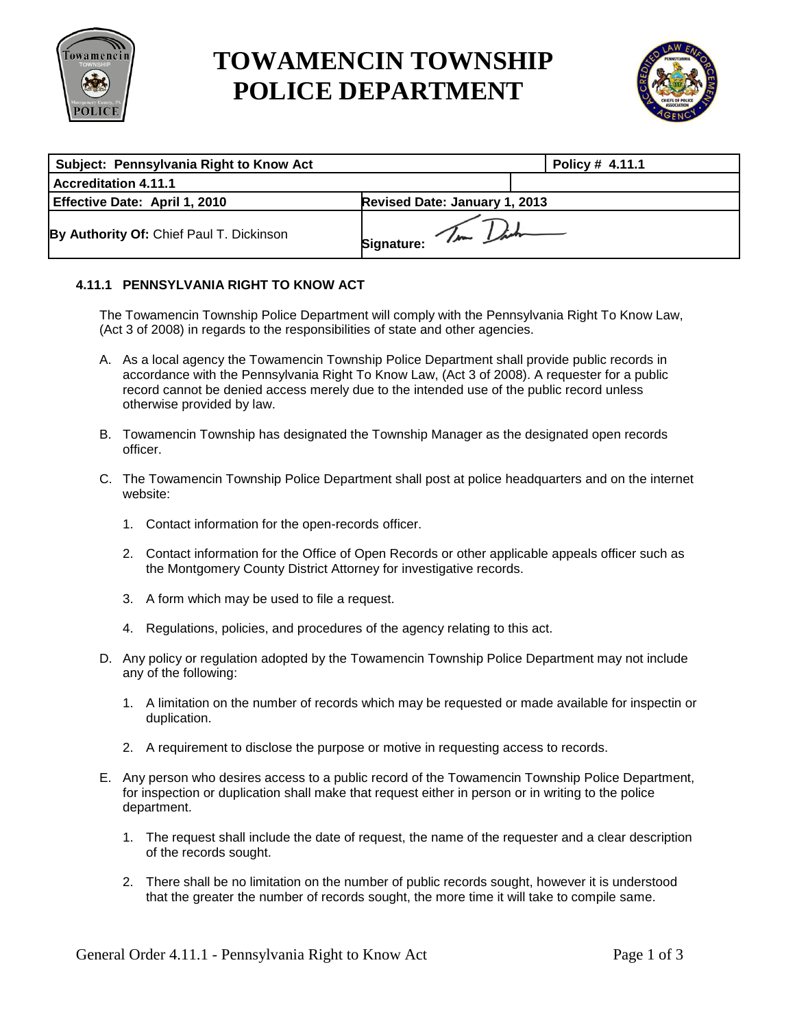# TOWAMENCIN TOWNSHIP POLICE DEPARTMENT

| Subject: Pennsylvania Right to Know Act | | Policy # 4.11.1 |
|---|---|---|
| Accreditation 4.11.1 | | |
| Effective Date: April 1, 2010 | Revised Date: January 1, 2013 | |
| By Authority Of: Chief Paul T. Dickinson | Signature: | |

### 4.11.1 PENNSYLVANIA RIGHT TO KNOW ACT

The Towamencin Township Police Department will comply with the Pennsylvania Right To Know Law, (Act 3 of 2008) in regards to the responsibilities of state and other agencies.

A. As a local agency the Towamencin Township Police Department shall provide public records in accordance with the Pennsylvania Right To Know Law, (Act 3 of 2008). A requester for a public record cannot be denied access merely due to the intended use of the public record unless otherwise provided by law.

B. Towamencin Township has designated the Township Manager as the designated open records officer.

C. The Towamencin Township Police Department shall post at police headquarters and on the internet website:

   1. Contact information for the open-records officer.

   2. Contact information for the Office of Open Records or other applicable appeals officer such as the Montgomery County District Attorney for investigative records.

   3. A form which may be used to file a request.

   4. Regulations, policies, and procedures of the agency relating to this act.

D. Any policy or regulation adopted by the Towamencin Township Police Department may not include any of the following:

   1. A limitation on the number of records which may be requested or made available for inspectin or duplication.

   2. A requirement to disclose the purpose or motive in requesting access to records.

E. Any person who desires access to a public record of the Towamencin Township Police Department, for inspection or duplication shall make that request either in person or in writing to the police department.

   1. The request shall include the date of request, the name of the requester and a clear description of the records sought.

   2. There shall be no limitation on the number of public records sought, however it is understood that the greater the number of records sought, the more time it will take to compile same.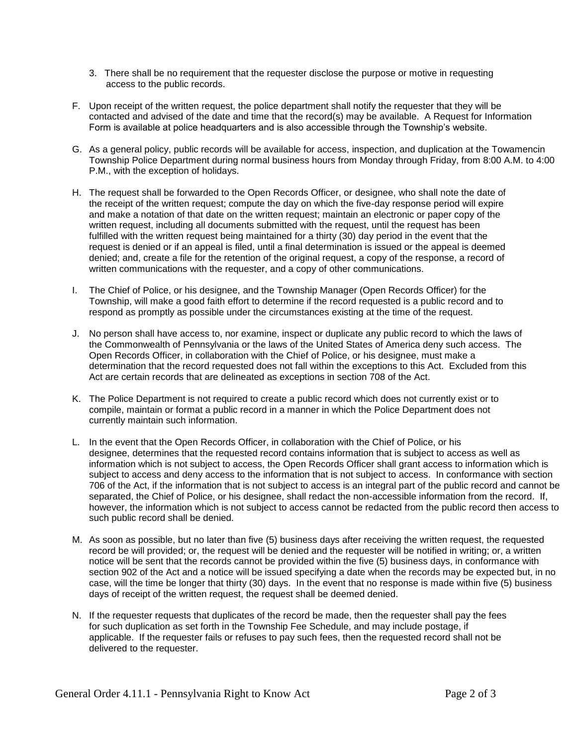3. There shall be no requirement that the requester disclose the purpose or motive in requesting access to the public records.

F. Upon receipt of the written request, the police department shall notify the requester that they will be contacted and advised of the date and time that the record(s) may be available. A Request for Information Form is available at police headquarters and is also accessible through the Township's website.

G. As a general policy, public records will be available for access, inspection, and duplication at the Towamencin Township Police Department during normal business hours from Monday through Friday, from 8:00 A.M. to 4:00 P.M., with the exception of holidays.

H. The request shall be forwarded to the Open Records Officer, or designee, who shall note the date of the receipt of the written request; compute the day on which the five-day response period will expire and make a notation of that date on the written request; maintain an electronic or paper copy of the written request, including all documents submitted with the request, until the request has been fulfilled with the written request being maintained for a thirty (30) day period in the event that the request is denied or if an appeal is filed, until a final determination is issued or the appeal is deemed denied; and, create a file for the retention of the original request, a copy of the response, a record of written communications with the requester, and a copy of other communications.

I. The Chief of Police, or his designee, and the Township Manager (Open Records Officer) for the Township, will make a good faith effort to determine if the record requested is a public record and to respond as promptly as possible under the circumstances existing at the time of the request.

J. No person shall have access to, nor examine, inspect or duplicate any public record to which the laws of the Commonwealth of Pennsylvania or the laws of the United States of America deny such access. The Open Records Officer, in collaboration with the Chief of Police, or his designee, must make a determination that the record requested does not fall within the exceptions to this Act. Excluded from this Act are certain records that are delineated as exceptions in section 708 of the Act.

K. The Police Department is not required to create a public record which does not currently exist or to compile, maintain or format a public record in a manner in which the Police Department does not currently maintain such information.

L. In the event that the Open Records Officer, in collaboration with the Chief of Police, or his designee, determines that the requested record contains information that is subject to access as well as information which is not subject to access, the Open Records Officer shall grant access to information which is subject to access and deny access to the information that is not subject to access. In conformance with section 706 of the Act, if the information that is not subject to access is an integral part of the public record and cannot be separated, the Chief of Police, or his designee, shall redact the non-accessible information from the record. If, however, the information which is not subject to access cannot be redacted from the public record then access to such public record shall be denied.

M. As soon as possible, but no later than five (5) business days after receiving the written request, the requested record be will provided; or, the request will be denied and the requester will be notified in writing; or, a written notice will be sent that the records cannot be provided within the five (5) business days, in conformance with section 902 of the Act and a notice will be issued specifying a date when the records may be expected but, in no case, will the time be longer that thirty (30) days. In the event that no response is made within five (5) business days of receipt of the written request, the request shall be deemed denied.

N. If the requester requests that duplicates of the record be made, then the requester shall pay the fees for such duplication as set forth in the Township Fee Schedule, and may include postage, if applicable. If the requester fails or refuses to pay such fees, then the requested record shall not be delivered to the requester.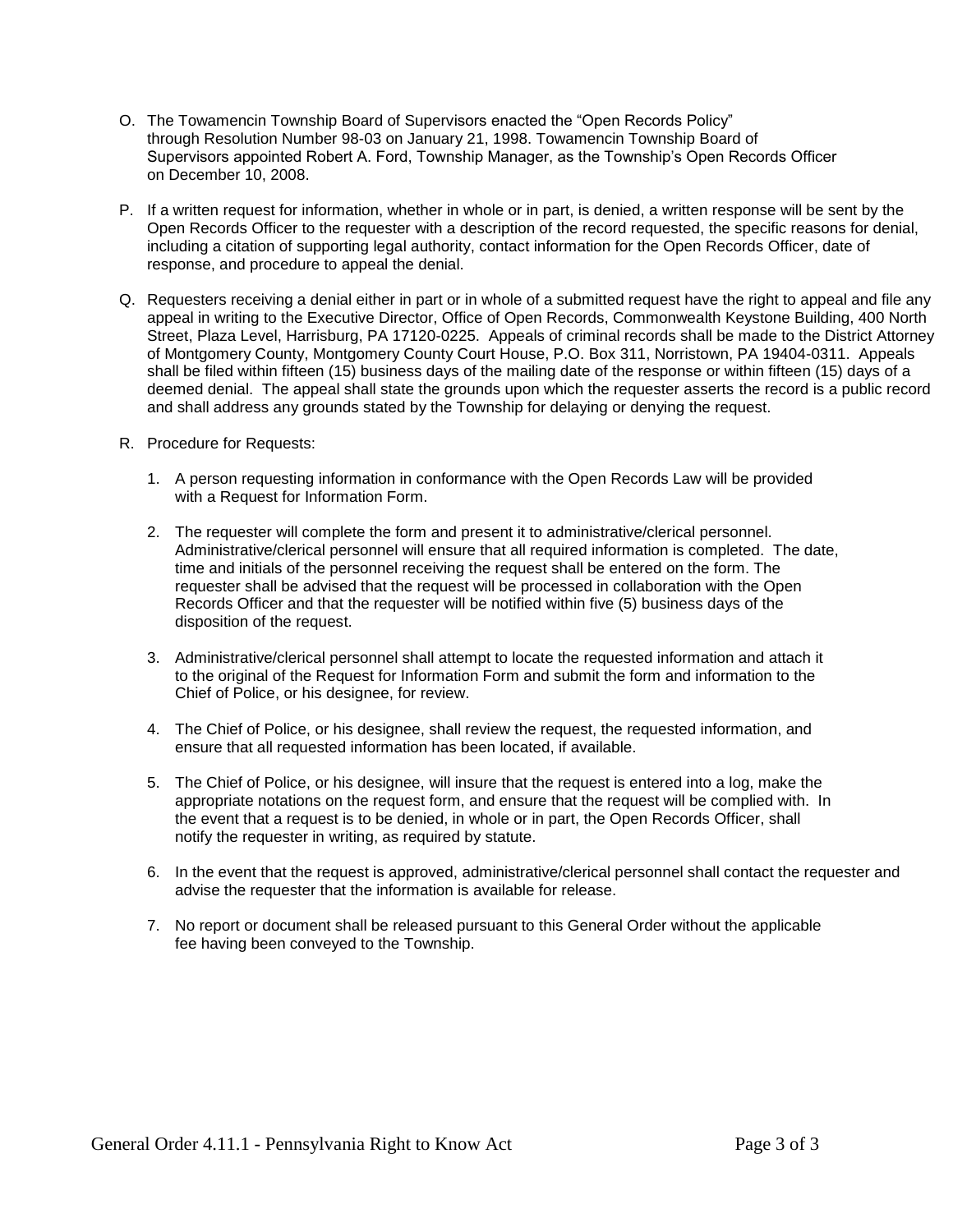O. The Towamencin Township Board of Supervisors enacted the "Open Records Policy" through Resolution Number 98-03 on January 21, 1998. Towamencin Township Board of Supervisors appointed Robert A. Ford, Township Manager, as the Township's Open Records Officer on December 10, 2008.

P. If a written request for information, whether in whole or in part, is denied, a written response will be sent by the Open Records Officer to the requester with a description of the record requested, the specific reasons for denial, including a citation of supporting legal authority, contact information for the Open Records Officer, date of response, and procedure to appeal the denial.

Q. Requesters receiving a denial either in part or in whole of a submitted request have the right to appeal and file any appeal in writing to the Executive Director, Office of Open Records, Commonwealth Keystone Building, 400 North Street, Plaza Level, Harrisburg, PA 17120-0225. Appeals of criminal records shall be made to the District Attorney of Montgomery County, Montgomery County Court House, P.O. Box 311, Norristown, PA 19404-0311. Appeals shall be filed within fifteen (15) business days of the mailing date of the response or within fifteen (15) days of a deemed denial. The appeal shall state the grounds upon which the requester asserts the record is a public record and shall address any grounds stated by the Township for delaying or denying the request.

R. Procedure for Requests:

1. A person requesting information in conformance with the Open Records Law will be provided with a Request for Information Form.

2. The requester will complete the form and present it to administrative/clerical personnel. Administrative/clerical personnel will ensure that all required information is completed. The date, time and initials of the personnel receiving the request shall be entered on the form. The requester shall be advised that the request will be processed in collaboration with the Open Records Officer and that the requester will be notified within five (5) business days of the disposition of the request.

3. Administrative/clerical personnel shall attempt to locate the requested information and attach it to the original of the Request for Information Form and submit the form and information to the Chief of Police, or his designee, for review.

4. The Chief of Police, or his designee, shall review the request, the requested information, and ensure that all requested information has been located, if available.

5. The Chief of Police, or his designee, will insure that the request is entered into a log, make the appropriate notations on the request form, and ensure that the request will be complied with. In the event that a request is to be denied, in whole or in part, the Open Records Officer, shall notify the requester in writing, as required by statute.

6. In the event that the request is approved, administrative/clerical personnel shall contact the requester and advise the requester that the information is available for release.

7. No report or document shall be released pursuant to this General Order without the applicable fee having been conveyed to the Township.